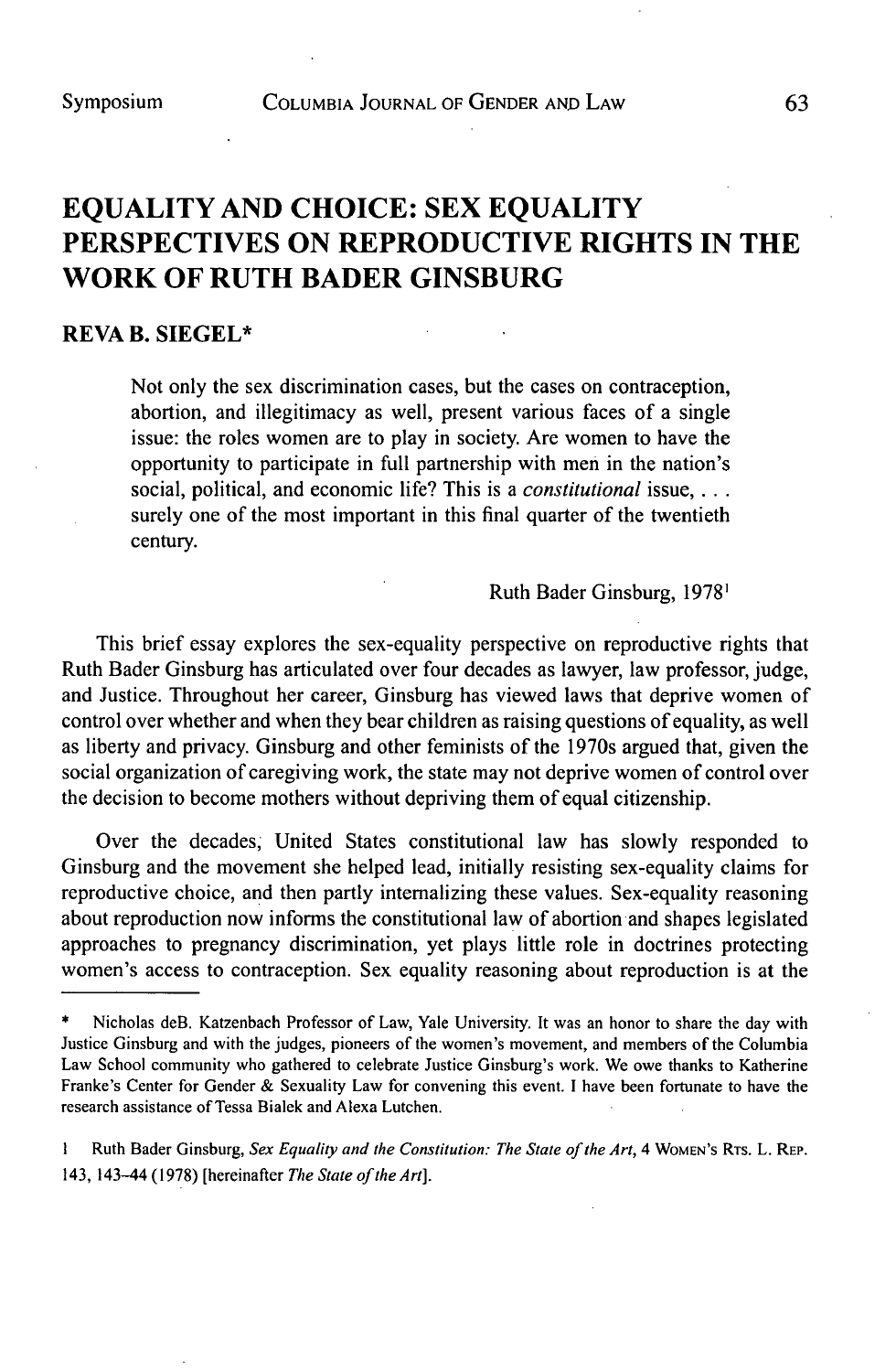# EQUALITY AND CHOICE: SEX EQUALITY PERSPECTIVES ON REPRODUCTIVE RIGHTS IN THE WORK OF RUTH BADER GINSBURG

**REVA B. SIEGEL***

> Not only the sex discrimination cases, but the cases on contraception, abortion, and illegitimacy as well, present various faces of a single issue: the roles women are to play in society. Are women to have the opportunity to participate in full partnership with men in the nation's social, political, and economic life? This is a *constitutional* issue, . . . surely one of the most important in this final quarter of the twentieth century.
>
> Ruth Bader Ginsburg, 1978[1]

This brief essay explores the sex-equality perspective on reproductive rights that Ruth Bader Ginsburg has articulated over four decades as lawyer, law professor, judge, and Justice. Throughout her career, Ginsburg has viewed laws that deprive women of control over whether and when they bear children as raising questions of equality, as well as liberty and privacy. Ginsburg and other feminists of the 1970s argued that, given the social organization of caregiving work, the state may not deprive women of control over the decision to become mothers without depriving them of equal citizenship.

Over the decades, United States constitutional law has slowly responded to Ginsburg and the movement she helped lead, initially resisting sex-equality claims for reproductive choice, and then partly internalizing these values. Sex-equality reasoning about reproduction now informs the constitutional law of abortion and shapes legislated approaches to pregnancy discrimination, yet plays little role in doctrines protecting women's access to contraception. Sex equality reasoning about reproduction is at the

---

\* Nicholas deB. Katzenbach Professor of Law, Yale University. It was an honor to share the day with Justice Ginsburg and with the judges, pioneers of the women's movement, and members of the Columbia Law School community who gathered to celebrate Justice Ginsburg's work. We owe thanks to Katherine Franke's Center for Gender & Sexuality Law for convening this event. I have been fortunate to have the research assistance of Tessa Bialek and Alexa Lutchen.

1 Ruth Bader Ginsburg, *Sex Equality and the Constitution: The State of the Art*, 4 WOMEN'S RTS. L. REP. 143, 143–44 (1978) [hereinafter *The State of the Art*].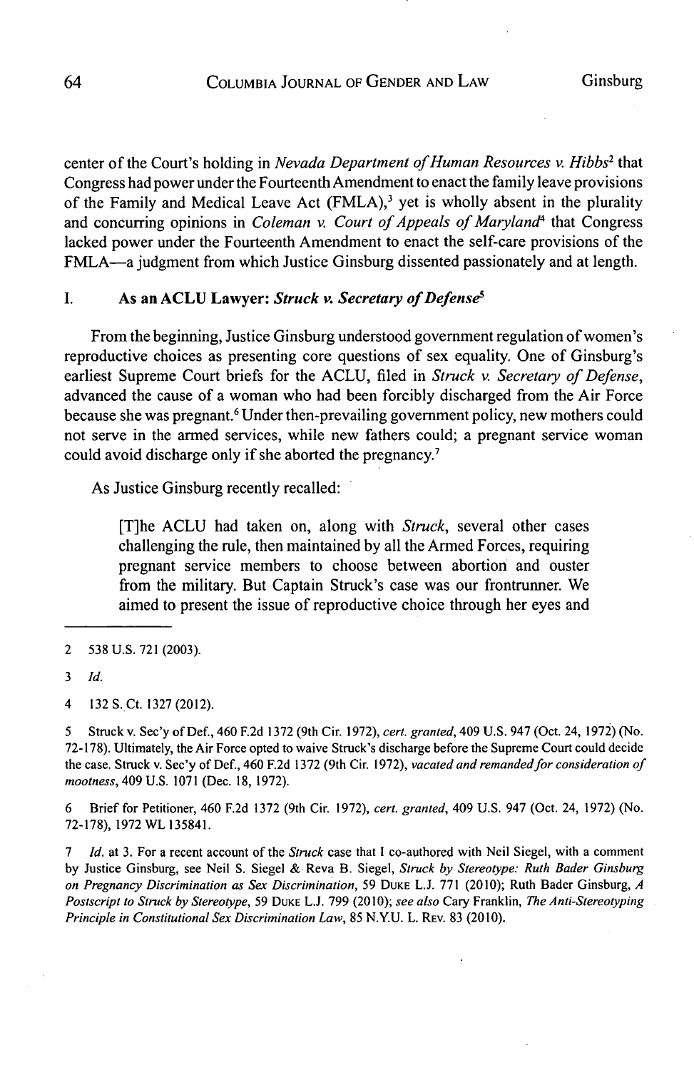center of the Court's holding in *Nevada Department of Human Resources v. Hibbs*[2] that Congress had power under the Fourteenth Amendment to enact the family leave provisions of the Family and Medical Leave Act (FMLA),[3] yet is wholly absent in the plurality and concurring opinions in *Coleman v. Court of Appeals of Maryland*[4] that Congress lacked power under the Fourteenth Amendment to enact the self-care provisions of the FMLA—a judgment from which Justice Ginsburg dissented passionately and at length.

## I. As an ACLU Lawyer: *Struck v. Secretary of Defense*[5]

From the beginning, Justice Ginsburg understood government regulation of women's reproductive choices as presenting core questions of sex equality. One of Ginsburg's earliest Supreme Court briefs for the ACLU, filed in *Struck v. Secretary of Defense*, advanced the cause of a woman who had been forcibly discharged from the Air Force because she was pregnant.[6] Under then-prevailing government policy, new mothers could not serve in the armed services, while new fathers could; a pregnant service woman could avoid discharge only if she aborted the pregnancy.[7]

As Justice Ginsburg recently recalled:

> [T]he ACLU had taken on, along with *Struck*, several other cases challenging the rule, then maintained by all the Armed Forces, requiring pregnant service members to choose between abortion and ouster from the military. But Captain Struck's case was our frontrunner. We aimed to present the issue of reproductive choice through her eyes and

---

2 538 U.S. 721 (2003).

3 *Id.*

4 132 S. Ct. 1327 (2012).

5 Struck v. Sec'y of Def., 460 F.2d 1372 (9th Cir. 1972), *cert. granted*, 409 U.S. 947 (Oct. 24, 1972) (No. 72-178). Ultimately, the Air Force opted to waive Struck's discharge before the Supreme Court could decide the case. Struck v. Sec'y of Def., 460 F.2d 1372 (9th Cir. 1972), *vacated and remanded for consideration of mootness*, 409 U.S. 1071 (Dec. 18, 1972).

6 Brief for Petitioner, 460 F.2d 1372 (9th Cir. 1972), *cert. granted*, 409 U.S. 947 (Oct. 24, 1972) (No. 72-178), 1972 WL 135841.

7 *Id.* at 3. For a recent account of the *Struck* case that I co-authored with Neil Siegel, with a comment by Justice Ginsburg, see Neil S. Siegel & Reva B. Siegel, *Struck by Stereotype: Ruth Bader Ginsburg on Pregnancy Discrimination as Sex Discrimination*, 59 Duke L.J. 771 (2010); Ruth Bader Ginsburg, *A Postscript to Struck by Stereotype*, 59 Duke L.J. 799 (2010); *see also* Cary Franklin, *The Anti-Stereotyping Principle in Constitutional Sex Discrimination Law*, 85 N.Y.U. L. Rev. 83 (2010).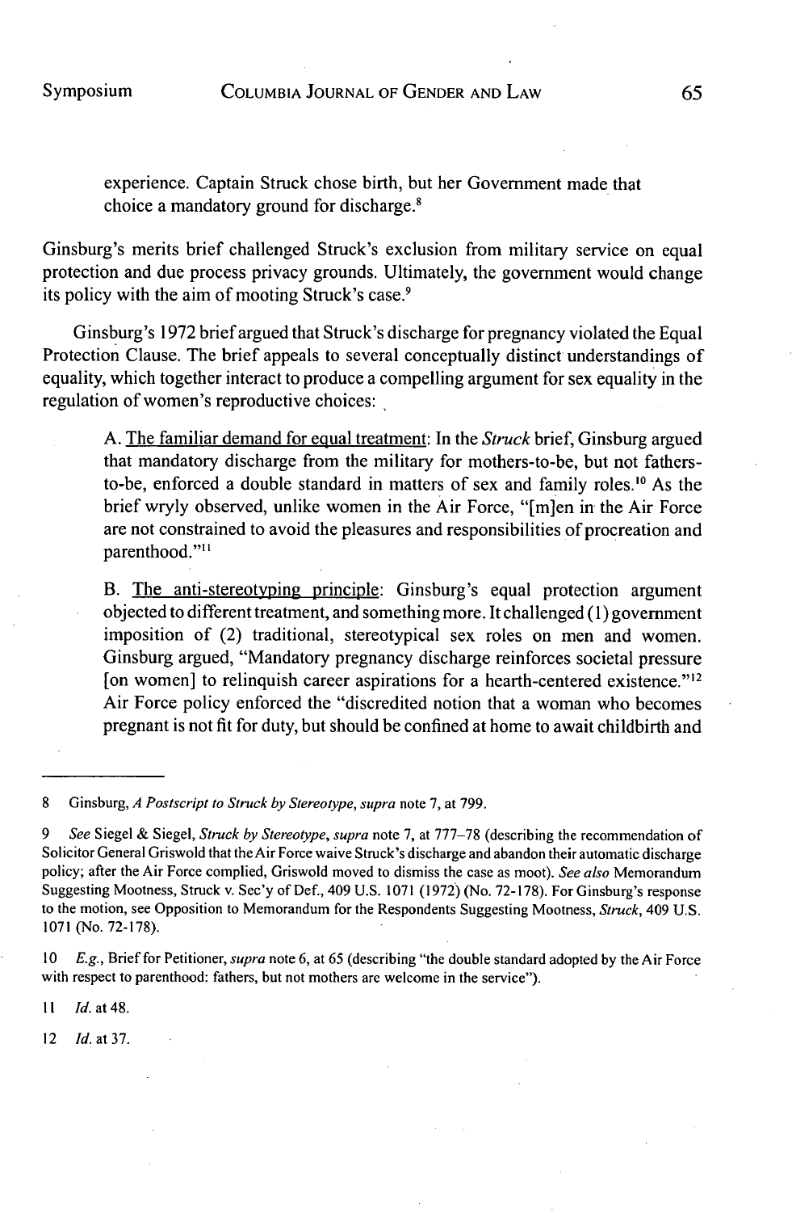> experience. Captain Struck chose birth, but her Government made that choice a mandatory ground for discharge.[8]

Ginsburg's merits brief challenged Struck's exclusion from military service on equal protection and due process privacy grounds. Ultimately, the government would change its policy with the aim of mooting Struck's case.[9]

Ginsburg's 1972 brief argued that Struck's discharge for pregnancy violated the Equal Protection Clause. The brief appeals to several conceptually distinct understandings of equality, which together interact to produce a compelling argument for sex equality in the regulation of women's reproductive choices:

> A. <u>The familiar demand for equal treatment</u>: In the *Struck* brief, Ginsburg argued that mandatory discharge from the military for mothers-to-be, but not fathers-to-be, enforced a double standard in matters of sex and family roles.[10] As the brief wryly observed, unlike women in the Air Force, "[m]en in the Air Force are not constrained to avoid the pleasures and responsibilities of procreation and parenthood."[11]
>
> B. <u>The anti-stereotyping principle</u>: Ginsburg's equal protection argument objected to different treatment, and something more. It challenged (1) government imposition of (2) traditional, stereotypical sex roles on men and women. Ginsburg argued, "Mandatory pregnancy discharge reinforces societal pressure [on women] to relinquish career aspirations for a hearth-centered existence."[12] Air Force policy enforced the "discredited notion that a woman who becomes pregnant is not fit for duty, but should be confined at home to await childbirth and

---

8 Ginsburg, *A Postscript to Struck by Stereotype*, *supra* note 7, at 799.

9 *See* Siegel & Siegel, *Struck by Stereotype*, *supra* note 7, at 777–78 (describing the recommendation of Solicitor General Griswold that the Air Force waive Struck's discharge and abandon their automatic discharge policy; after the Air Force complied, Griswold moved to dismiss the case as moot). *See also* Memorandum Suggesting Mootness, Struck v. Sec'y of Def., 409 U.S. 1071 (1972) (No. 72-178). For Ginsburg's response to the motion, see Opposition to Memorandum for the Respondents Suggesting Mootness, *Struck*, 409 U.S. 1071 (No. 72-178).

10 *E.g.*, Brief for Petitioner, *supra* note 6, at 65 (describing "the double standard adopted by the Air Force with respect to parenthood: fathers, but not mothers are welcome in the service").

11 *Id.* at 48.

12 *Id.* at 37.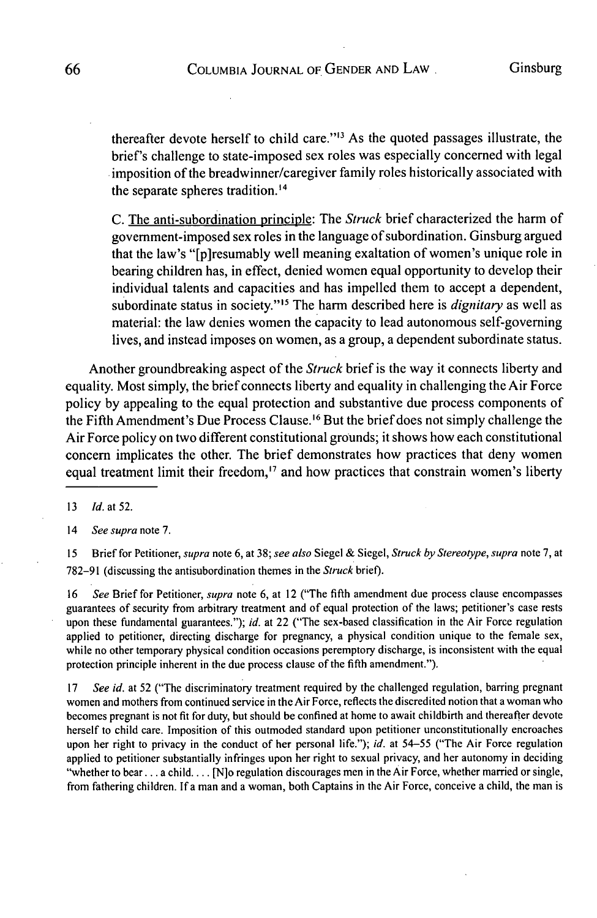thereafter devote herself to child care."[13] As the quoted passages illustrate, the brief's challenge to state-imposed sex roles was especially concerned with legal imposition of the breadwinner/caregiver family roles historically associated with the separate spheres tradition.[14]

C. The anti-subordination principle: The *Struck* brief characterized the harm of government-imposed sex roles in the language of subordination. Ginsburg argued that the law's "[p]resumably well meaning exaltation of women's unique role in bearing children has, in effect, denied women equal opportunity to develop their individual talents and capacities and has impelled them to accept a dependent, subordinate status in society."[15] The harm described here is *dignitary* as well as material: the law denies women the capacity to lead autonomous self-governing lives, and instead imposes on women, as a group, a dependent subordinate status.

Another groundbreaking aspect of the *Struck* brief is the way it connects liberty and equality. Most simply, the brief connects liberty and equality in challenging the Air Force policy by appealing to the equal protection and substantive due process components of the Fifth Amendment's Due Process Clause.[16] But the brief does not simply challenge the Air Force policy on two different constitutional grounds; it shows how each constitutional concern implicates the other. The brief demonstrates how practices that deny women equal treatment limit their freedom,[17] and how practices that constrain women's liberty

---

13 *Id.* at 52.

14 *See supra* note 7.

15 Brief for Petitioner, *supra* note 6, at 38; *see also* Siegel & Siegel, *Struck by Stereotype*, *supra* note 7, at 782–91 (discussing the antisubordination themes in the *Struck* brief).

16 *See* Brief for Petitioner, *supra* note 6, at 12 ("The fifth amendment due process clause encompasses guarantees of security from arbitrary treatment and of equal protection of the laws; petitioner's case rests upon these fundamental guarantees."); *id.* at 22 ("The sex-based classification in the Air Force regulation applied to petitioner, directing discharge for pregnancy, a physical condition unique to the female sex, while no other temporary physical condition occasions peremptory discharge, is inconsistent with the equal protection principle inherent in the due process clause of the fifth amendment.").

17 *See id.* at 52 ("The discriminatory treatment required by the challenged regulation, barring pregnant women and mothers from continued service in the Air Force, reflects the discredited notion that a woman who becomes pregnant is not fit for duty, but should be confined at home to await childbirth and thereafter devote herself to child care. Imposition of this outmoded standard upon petitioner unconstitutionally encroaches upon her right to privacy in the conduct of her personal life."); *id.* at 54–55 ("The Air Force regulation applied to petitioner substantially infringes upon her right to sexual privacy, and her autonomy in deciding "whether to bear . . . a child. . . . [N]o regulation discourages men in the Air Force, whether married or single, from fathering children. If a man and a woman, both Captains in the Air Force, conceive a child, the man is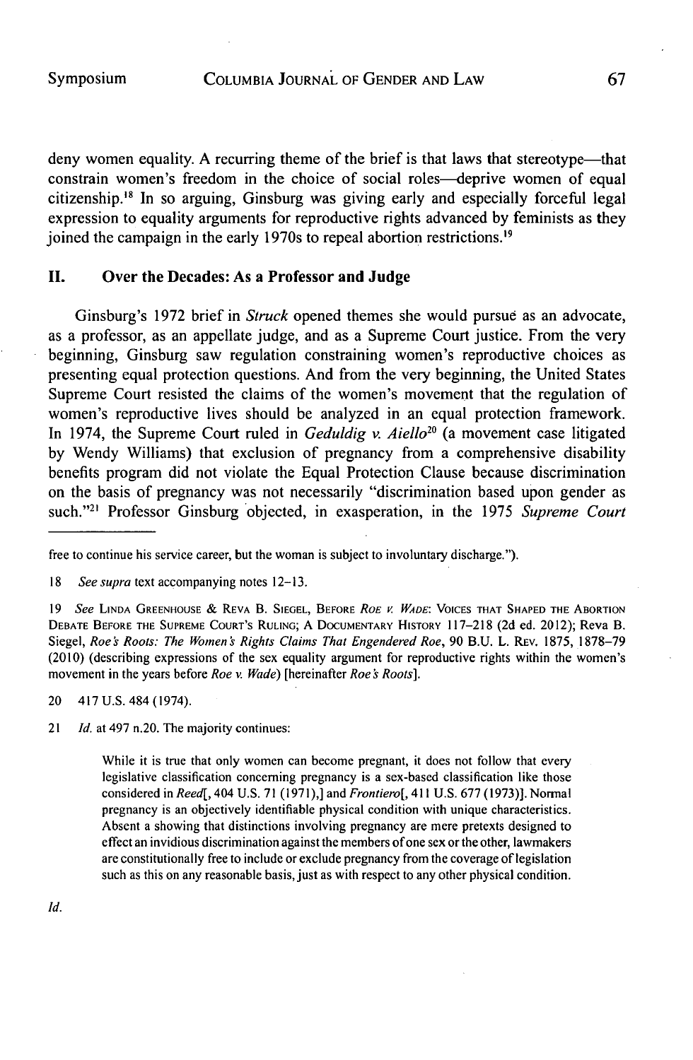deny women equality. A recurring theme of the brief is that laws that stereotype—that constrain women's freedom in the choice of social roles—deprive women of equal citizenship.[18] In so arguing, Ginsburg was giving early and especially forceful legal expression to equality arguments for reproductive rights advanced by feminists as they joined the campaign in the early 1970s to repeal abortion restrictions.[19]

## II. Over the Decades: As a Professor and Judge

Ginsburg's 1972 brief in *Struck* opened themes she would pursue as an advocate, as a professor, as an appellate judge, and as a Supreme Court justice. From the very beginning, Ginsburg saw regulation constraining women's reproductive choices as presenting equal protection questions. And from the very beginning, the United States Supreme Court resisted the claims of the women's movement that the regulation of women's reproductive lives should be analyzed in an equal protection framework. In 1974, the Supreme Court ruled in *Geduldig v. Aiello*[20] (a movement case litigated by Wendy Williams) that exclusion of pregnancy from a comprehensive disability benefits program did not violate the Equal Protection Clause because discrimination on the basis of pregnancy was not necessarily "discrimination based upon gender as such."[21] Professor Ginsburg objected, in exasperation, in the 1975 *Supreme Court*

---

free to continue his service career, but the woman is subject to involuntary discharge.").

18 *See supra* text accompanying notes 12–13.

19 *See* Linda Greenhouse & Reva B. Siegel, Before *Roe v. Wade*: Voices That Shaped the Abortion Debate Before the Supreme Court's Ruling; A Documentary History 117–218 (2d ed. 2012); Reva B. Siegel, *Roe's Roots: The Women's Rights Claims That Engendered Roe*, 90 B.U. L. Rev. 1875, 1878–79 (2010) (describing expressions of the sex equality argument for reproductive rights within the women's movement in the years before *Roe v. Wade*) [hereinafter *Roe's Roots*].

20 417 U.S. 484 (1974).

21 *Id.* at 497 n.20. The majority continues:

> While it is true that only women can become pregnant, it does not follow that every legislative classification concerning pregnancy is a sex-based classification like those considered in *Reed*[, 404 U.S. 71 (1971),] and *Frontiero*[, 411 U.S. 677 (1973)]. Normal pregnancy is an objectively identifiable physical condition with unique characteristics. Absent a showing that distinctions involving pregnancy are mere pretexts designed to effect an invidious discrimination against the members of one sex or the other, lawmakers are constitutionally free to include or exclude pregnancy from the coverage of legislation such as this on any reasonable basis, just as with respect to any other physical condition.

*Id.*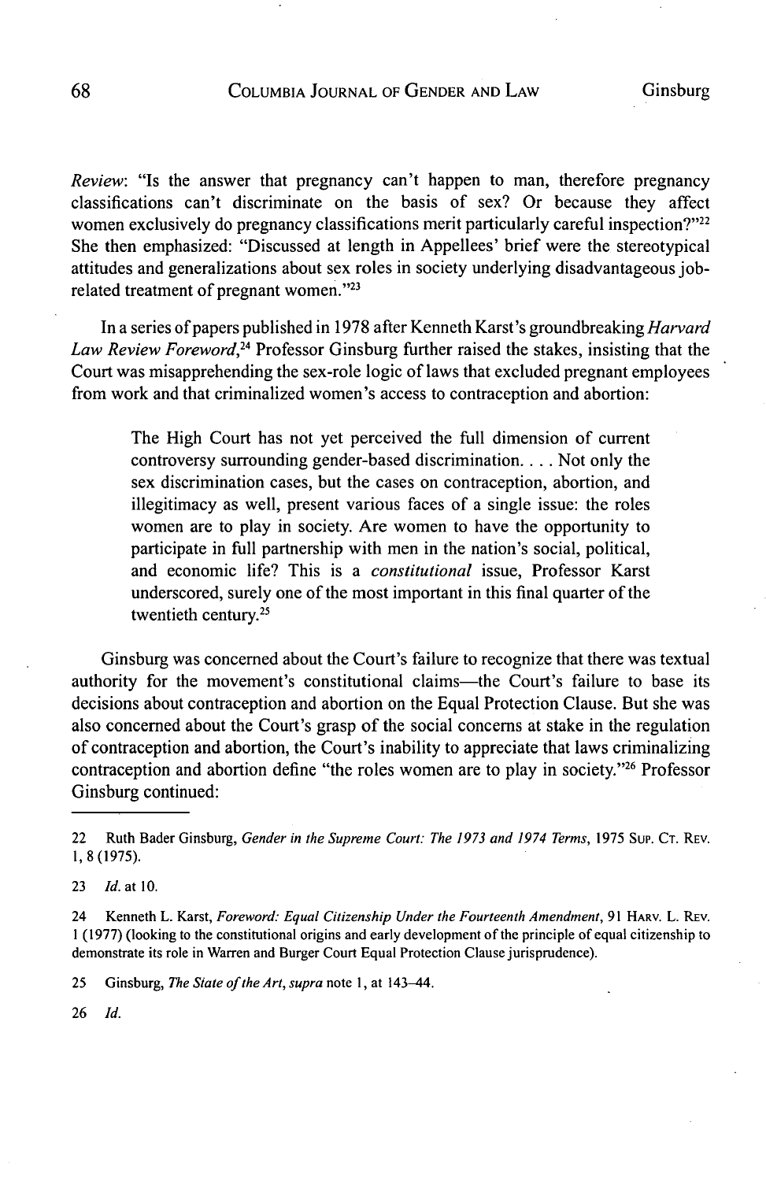*Review*: "Is the answer that pregnancy can't happen to man, therefore pregnancy classifications can't discriminate on the basis of sex? Or because they affect women exclusively do pregnancy classifications merit particularly careful inspection?"[22] She then emphasized: "Discussed at length in Appellees' brief were the stereotypical attitudes and generalizations about sex roles in society underlying disadvantageous job-related treatment of pregnant women."[23]

In a series of papers published in 1978 after Kenneth Karst's groundbreaking *Harvard Law Review Foreword*,[24] Professor Ginsburg further raised the stakes, insisting that the Court was misapprehending the sex-role logic of laws that excluded pregnant employees from work and that criminalized women's access to contraception and abortion:

> The High Court has not yet perceived the full dimension of current controversy surrounding gender-based discrimination. . . . Not only the sex discrimination cases, but the cases on contraception, abortion, and illegitimacy as well, present various faces of a single issue: the roles women are to play in society. Are women to have the opportunity to participate in full partnership with men in the nation's social, political, and economic life? This is a *constitutional* issue, Professor Karst underscored, surely one of the most important in this final quarter of the twentieth century.[25]

Ginsburg was concerned about the Court's failure to recognize that there was textual authority for the movement's constitutional claims—the Court's failure to base its decisions about contraception and abortion on the Equal Protection Clause. But she was also concerned about the Court's grasp of the social concerns at stake in the regulation of contraception and abortion, the Court's inability to appreciate that laws criminalizing contraception and abortion define "the roles women are to play in society."[26] Professor Ginsburg continued:

---

22 Ruth Bader Ginsburg, *Gender in the Supreme Court: The 1973 and 1974 Terms*, 1975 SUP. CT. REV. 1, 8 (1975).

23 *Id.* at 10.

24 Kenneth L. Karst, *Foreword: Equal Citizenship Under the Fourteenth Amendment*, 91 HARV. L. REV. 1 (1977) (looking to the constitutional origins and early development of the principle of equal citizenship to demonstrate its role in Warren and Burger Court Equal Protection Clause jurisprudence).

25 Ginsburg, *The State of the Art*, *supra* note 1, at 143–44.

26 *Id.*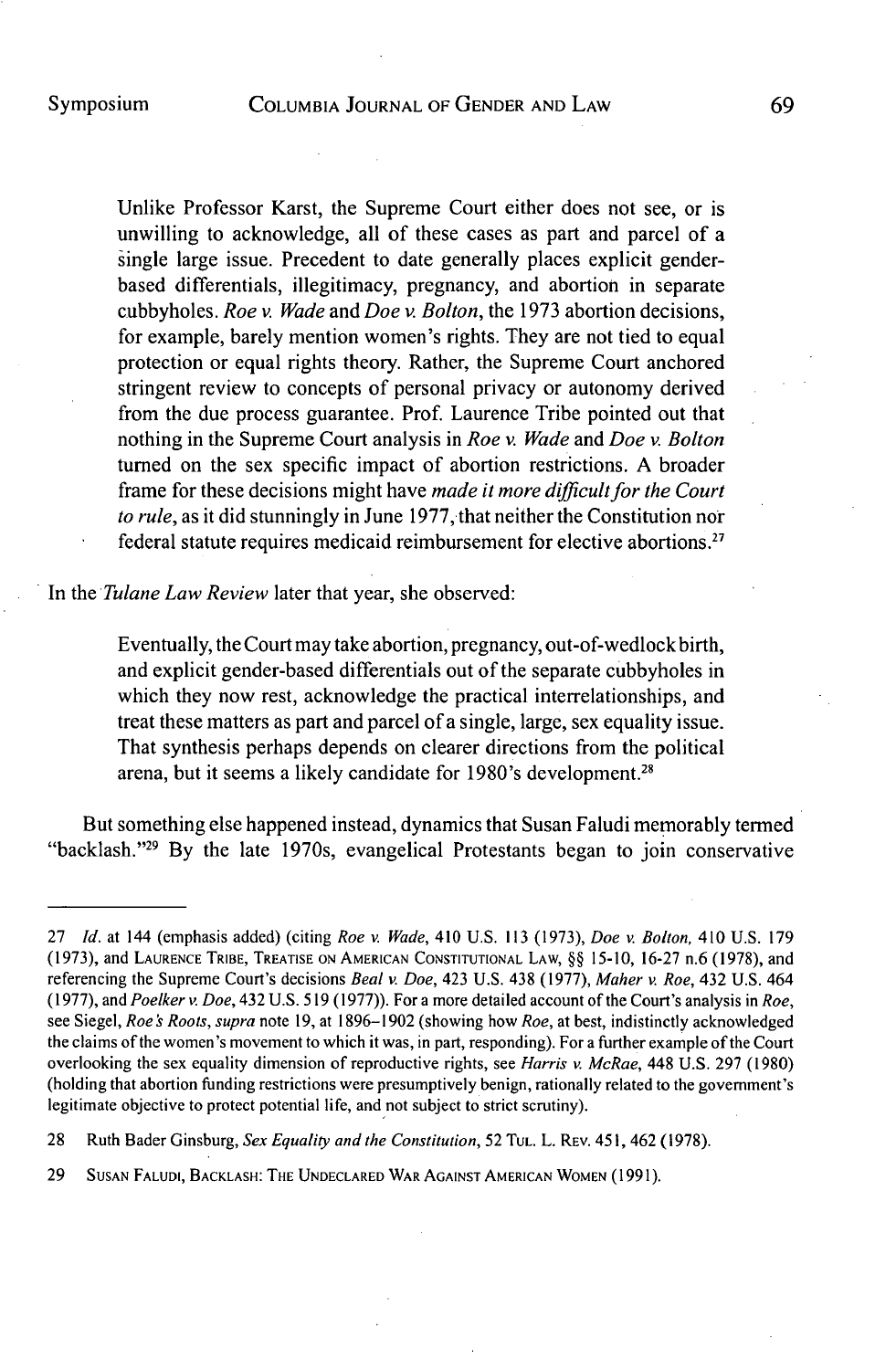> Unlike Professor Karst, the Supreme Court either does not see, or is unwilling to acknowledge, all of these cases as part and parcel of a single large issue. Precedent to date generally places explicit gender-based differentials, illegitimacy, pregnancy, and abortion in separate cubbyholes. *Roe v. Wade* and *Doe v. Bolton*, the 1973 abortion decisions, for example, barely mention women's rights. They are not tied to equal protection or equal rights theory. Rather, the Supreme Court anchored stringent review to concepts of personal privacy or autonomy derived from the due process guarantee. Prof. Laurence Tribe pointed out that nothing in the Supreme Court analysis in *Roe v. Wade* and *Doe v. Bolton* turned on the sex specific impact of abortion restrictions. A broader frame for these decisions might have *made it more difficult for the Court to rule*, as it did stunningly in June 1977, that neither the Constitution nor federal statute requires medicaid reimbursement for elective abortions.[27]

In the *Tulane Law Review* later that year, she observed:

> Eventually, the Court may take abortion, pregnancy, out-of-wedlock birth, and explicit gender-based differentials out of the separate cubbyholes in which they now rest, acknowledge the practical interrelationships, and treat these matters as part and parcel of a single, large, sex equality issue. That synthesis perhaps depends on clearer directions from the political arena, but it seems a likely candidate for 1980's development.[28]

But something else happened instead, dynamics that Susan Faludi memorably termed "backlash."[29] By the late 1970s, evangelical Protestants began to join conservative

---

27 *Id.* at 144 (emphasis added) (citing *Roe v. Wade*, 410 U.S. 113 (1973), *Doe v. Bolton*, 410 U.S. 179 (1973), and LAURENCE TRIBE, TREATISE ON AMERICAN CONSTITUTIONAL LAW, §§ 15-10, 16-27 n.6 (1978), and referencing the Supreme Court's decisions *Beal v. Doe*, 423 U.S. 438 (1977), *Maher v. Roe*, 432 U.S. 464 (1977), and *Poelker v. Doe*, 432 U.S. 519 (1977)). For a more detailed account of the Court's analysis in *Roe*, see Siegel, *Roe's Roots*, *supra* note 19, at 1896–1902 (showing how *Roe*, at best, indistinctly acknowledged the claims of the women's movement to which it was, in part, responding). For a further example of the Court overlooking the sex equality dimension of reproductive rights, see *Harris v. McRae*, 448 U.S. 297 (1980) (holding that abortion funding restrictions were presumptively benign, rationally related to the government's legitimate objective to protect potential life, and not subject to strict scrutiny).

28 Ruth Bader Ginsburg, *Sex Equality and the Constitution*, 52 TUL. L. REV. 451, 462 (1978).

29 SUSAN FALUDI, BACKLASH: THE UNDECLARED WAR AGAINST AMERICAN WOMEN (1991).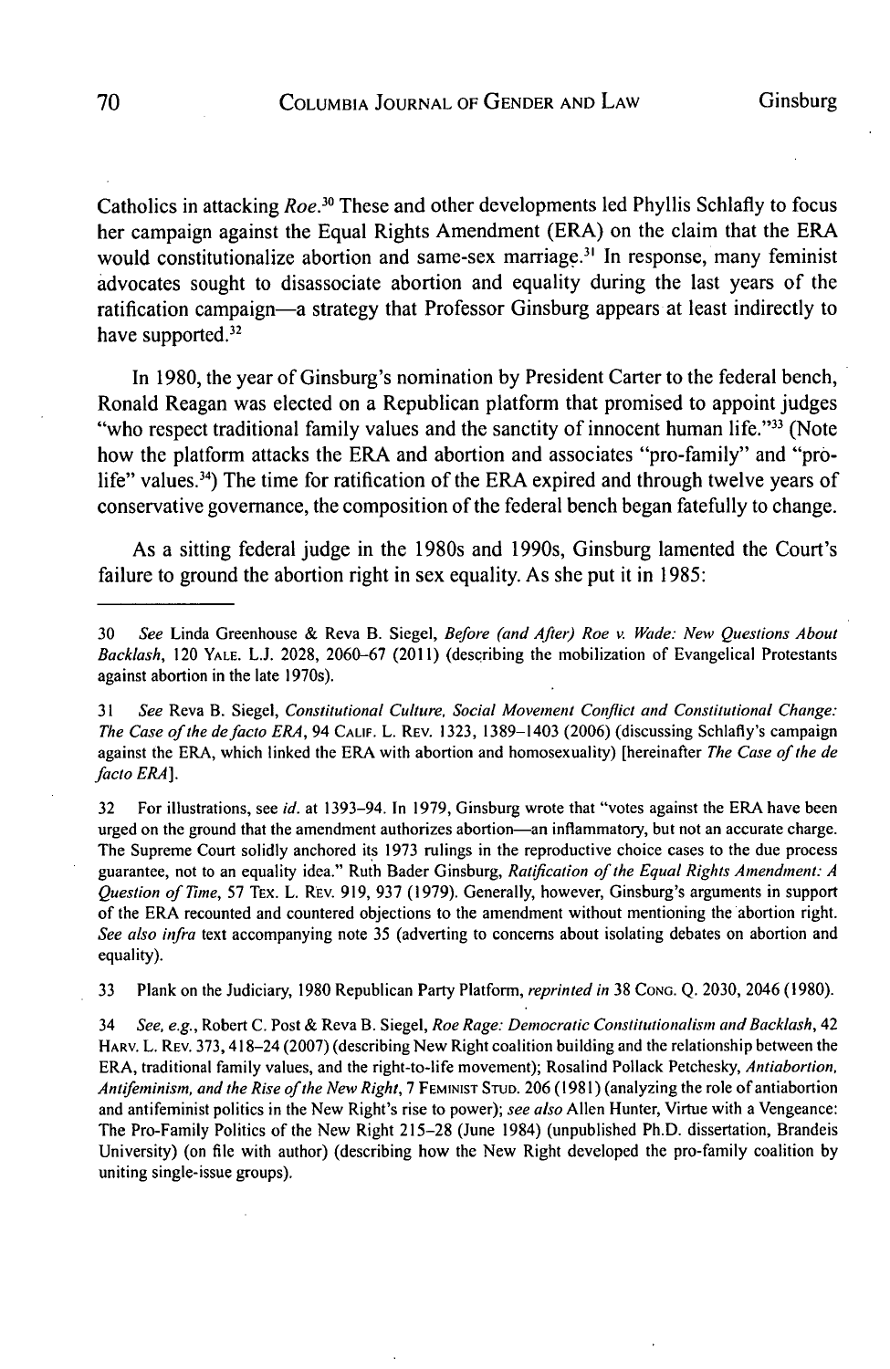Catholics in attacking *Roe*.[30] These and other developments led Phyllis Schlafly to focus her campaign against the Equal Rights Amendment (ERA) on the claim that the ERA would constitutionalize abortion and same-sex marriage.[31] In response, many feminist advocates sought to disassociate abortion and equality during the last years of the ratification campaign—a strategy that Professor Ginsburg appears at least indirectly to have supported.[32]

In 1980, the year of Ginsburg's nomination by President Carter to the federal bench, Ronald Reagan was elected on a Republican platform that promised to appoint judges "who respect traditional family values and the sanctity of innocent human life."[33] (Note how the platform attacks the ERA and abortion and associates "pro-family" and "pro-life" values.[34]) The time for ratification of the ERA expired and through twelve years of conservative governance, the composition of the federal bench began fatefully to change.

As a sitting federal judge in the 1980s and 1990s, Ginsburg lamented the Court's failure to ground the abortion right in sex equality. As she put it in 1985:

---

30 *See* Linda Greenhouse & Reva B. Siegel, *Before (and After) Roe v. Wade: New Questions About Backlash*, 120 YALE. L.J. 2028, 2060–67 (2011) (describing the mobilization of Evangelical Protestants against abortion in the late 1970s).

31 *See* Reva B. Siegel, *Constitutional Culture, Social Movement Conflict and Constitutional Change: The Case of the de facto ERA*, 94 CALIF. L. REV. 1323, 1389–1403 (2006) (discussing Schlafly's campaign against the ERA, which linked the ERA with abortion and homosexuality) [hereinafter *The Case of the de facto ERA*].

32 For illustrations, see *id.* at 1393–94. In 1979, Ginsburg wrote that "votes against the ERA have been urged on the ground that the amendment authorizes abortion—an inflammatory, but not an accurate charge. The Supreme Court solidly anchored its 1973 rulings in the reproductive choice cases to the due process guarantee, not to an equality idea." Ruth Bader Ginsburg, *Ratification of the Equal Rights Amendment: A Question of Time*, 57 TEX. L. REV. 919, 937 (1979). Generally, however, Ginsburg's arguments in support of the ERA recounted and countered objections to the amendment without mentioning the abortion right. *See also infra* text accompanying note 35 (adverting to concerns about isolating debates on abortion and equality).

33 Plank on the Judiciary, 1980 Republican Party Platform, *reprinted in* 38 CONG. Q. 2030, 2046 (1980).

34 *See, e.g.*, Robert C. Post & Reva B. Siegel, *Roe Rage: Democratic Constitutionalism and Backlash*, 42 HARV. L. REV. 373, 418–24 (2007) (describing New Right coalition building and the relationship between the ERA, traditional family values, and the right-to-life movement); Rosalind Pollack Petchesky, *Antiabortion, Antifeminism, and the Rise of the New Right*, 7 FEMINIST STUD. 206 (1981) (analyzing the role of antiabortion and antifeminist politics in the New Right's rise to power); *see also* Allen Hunter, Virtue with a Vengeance: The Pro-Family Politics of the New Right 215–28 (June 1984) (unpublished Ph.D. dissertation, Brandeis University) (on file with author) (describing how the New Right developed the pro-family coalition by uniting single-issue groups).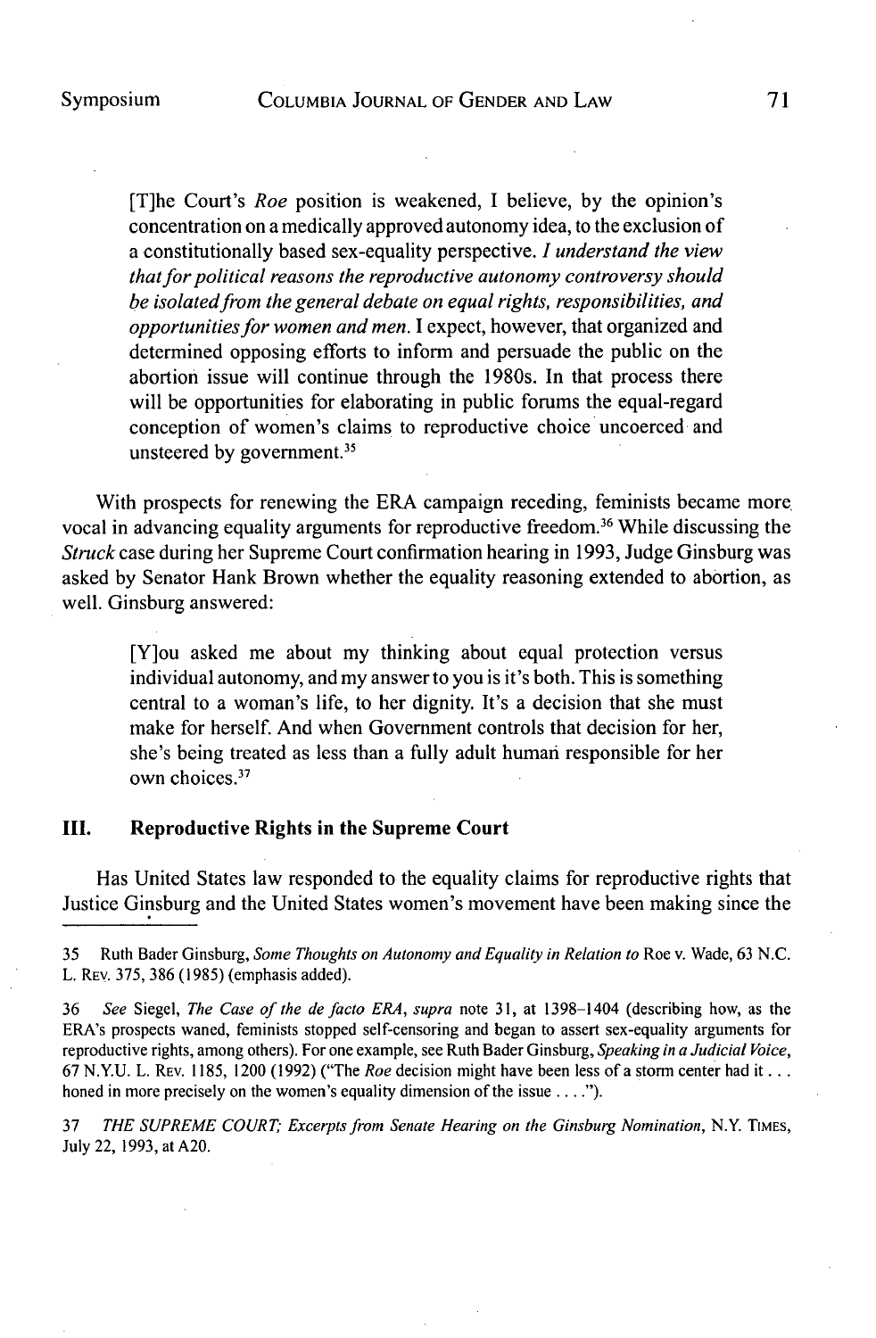> [T]he Court's *Roe* position is weakened, I believe, by the opinion's concentration on a medically approved autonomy idea, to the exclusion of a constitutionally based sex-equality perspective. *I understand the view that for political reasons the reproductive autonomy controversy should be isolated from the general debate on equal rights, responsibilities, and opportunities for women and men.* I expect, however, that organized and determined opposing efforts to inform and persuade the public on the abortion issue will continue through the 1980s. In that process there will be opportunities for elaborating in public forums the equal-regard conception of women's claims to reproductive choice uncoerced and unsteered by government.[35]

With prospects for renewing the ERA campaign receding, feminists became more vocal in advancing equality arguments for reproductive freedom.[36] While discussing the *Struck* case during her Supreme Court confirmation hearing in 1993, Judge Ginsburg was asked by Senator Hank Brown whether the equality reasoning extended to abortion, as well. Ginsburg answered:

> [Y]ou asked me about my thinking about equal protection versus individual autonomy, and my answer to you is it's both. This is something central to a woman's life, to her dignity. It's a decision that she must make for herself. And when Government controls that decision for her, she's being treated as less than a fully adult human responsible for her own choices.[37]

## III. Reproductive Rights in the Supreme Court

Has United States law responded to the equality claims for reproductive rights that Justice Ginsburg and the United States women's movement have been making since the

---

35 Ruth Bader Ginsburg, *Some Thoughts on Autonomy and Equality in Relation to* Roe v. Wade, 63 N.C. L. REV. 375, 386 (1985) (emphasis added).

36 *See* Siegel, *The Case of the de facto ERA*, *supra* note 31, at 1398–1404 (describing how, as the ERA's prospects waned, feminists stopped self-censoring and began to assert sex-equality arguments for reproductive rights, among others). For one example, see Ruth Bader Ginsburg, *Speaking in a Judicial Voice*, 67 N.Y.U. L. REV. 1185, 1200 (1992) ("The *Roe* decision might have been less of a storm center had it . . . honed in more precisely on the women's equality dimension of the issue . . . .").

37 *THE SUPREME COURT; Excerpts from Senate Hearing on the Ginsburg Nomination*, N.Y. TIMES, July 22, 1993, at A20.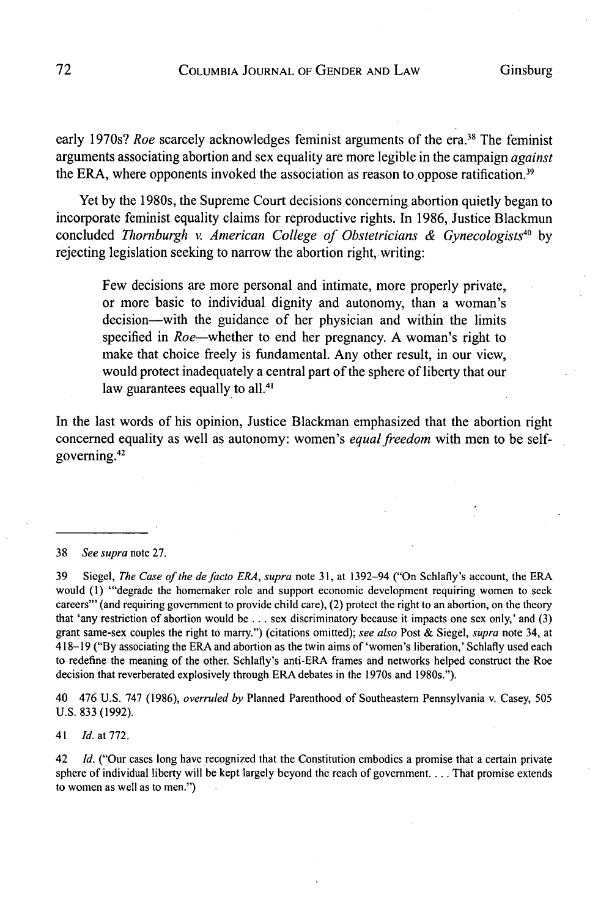early 1970s? *Roe* scarcely acknowledges feminist arguments of the era.[38] The feminist arguments associating abortion and sex equality are more legible in the campaign *against* the ERA, where opponents invoked the association as reason to oppose ratification.[39]

Yet by the 1980s, the Supreme Court decisions concerning abortion quietly began to incorporate feminist equality claims for reproductive rights. In 1986, Justice Blackmun concluded *Thornburgh v. American College of Obstetricians & Gynecologists*[40] by rejecting legislation seeking to narrow the abortion right, writing:

> Few decisions are more personal and intimate, more properly private, or more basic to individual dignity and autonomy, than a woman's decision—with the guidance of her physician and within the limits specified in *Roe*—whether to end her pregnancy. A woman's right to make that choice freely is fundamental. Any other result, in our view, would protect inadequately a central part of the sphere of liberty that our law guarantees equally to all.[41]

In the last words of his opinion, Justice Blackman emphasized that the abortion right concerned equality as well as autonomy: women's *equal freedom* with men to be self-governing.[42]

---

38 *See supra* note 27.

39 Siegel, *The Case of the de facto ERA*, *supra* note 31, at 1392–94 ("On Schlafly's account, the ERA would (1) '"degrade the homemaker role and support economic development requiring women to seek careers"' (and requiring government to provide child care), (2) protect the right to an abortion, on the theory that 'any restriction of abortion would be . . . sex discriminatory because it impacts one sex only,' and (3) grant same-sex couples the right to marry.") (citations omitted); *see also* Post & Siegel, *supra* note 34, at 418–19 ("By associating the ERA and abortion as the twin aims of 'women's liberation,' Schlafly used each to redefine the meaning of the other. Schlafly's anti-ERA frames and networks helped construct the Roe decision that reverberated explosively through ERA debates in the 1970s and 1980s.").

40 476 U.S. 747 (1986), *overruled by* Planned Parenthood of Southeastern Pennsylvania v. Casey, 505 U.S. 833 (1992).

41 *Id.* at 772.

42 *Id.* ("Our cases long have recognized that the Constitution embodies a promise that a certain private sphere of individual liberty will be kept largely beyond the reach of government. . . . That promise extends to women as well as to men.")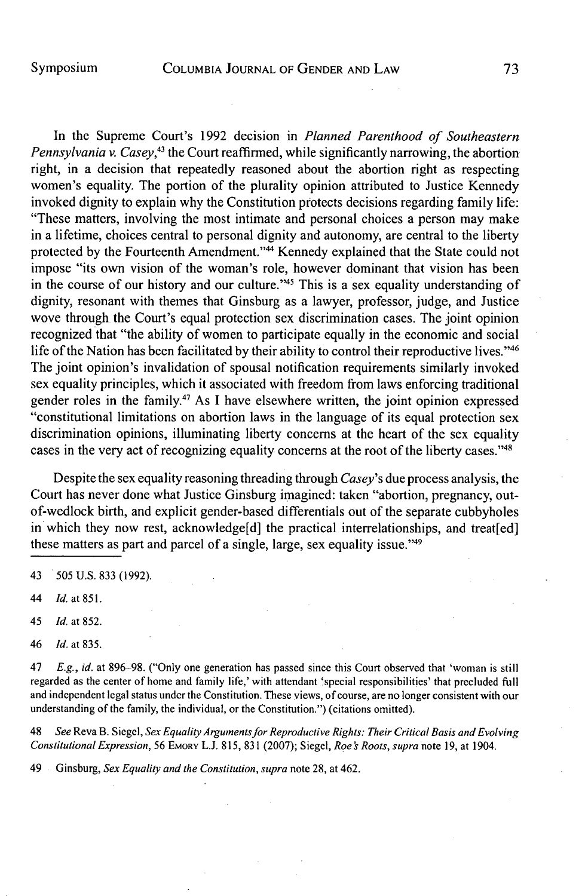In the Supreme Court's 1992 decision in *Planned Parenthood of Southeastern Pennsylvania v. Casey*,[43] the Court reaffirmed, while significantly narrowing, the abortion right, in a decision that repeatedly reasoned about the abortion right as respecting women's equality. The portion of the plurality opinion attributed to Justice Kennedy invoked dignity to explain why the Constitution protects decisions regarding family life: "These matters, involving the most intimate and personal choices a person may make in a lifetime, choices central to personal dignity and autonomy, are central to the liberty protected by the Fourteenth Amendment."[44] Kennedy explained that the State could not impose "its own vision of the woman's role, however dominant that vision has been in the course of our history and our culture."[45] This is a sex equality understanding of dignity, resonant with themes that Ginsburg as a lawyer, professor, judge, and Justice wove through the Court's equal protection sex discrimination cases. The joint opinion recognized that "the ability of women to participate equally in the economic and social life of the Nation has been facilitated by their ability to control their reproductive lives."[46] The joint opinion's invalidation of spousal notification requirements similarly invoked sex equality principles, which it associated with freedom from laws enforcing traditional gender roles in the family.[47] As I have elsewhere written, the joint opinion expressed "constitutional limitations on abortion laws in the language of its equal protection sex discrimination opinions, illuminating liberty concerns at the heart of the sex equality cases in the very act of recognizing equality concerns at the root of the liberty cases."[48]

Despite the sex equality reasoning threading through *Casey*'s due process analysis, the Court has never done what Justice Ginsburg imagined: taken "abortion, pregnancy, out-of-wedlock birth, and explicit gender-based differentials out of the separate cubbyholes in which they now rest, acknowledge[d] the practical interrelationships, and treat[ed] these matters as part and parcel of a single, large, sex equality issue."[49]

---

43 505 U.S. 833 (1992).

44 *Id.* at 851.

45 *Id.* at 852.

46 *Id.* at 835.

47 *E.g.*, *id.* at 896–98. ("Only one generation has passed since this Court observed that 'woman is still regarded as the center of home and family life,' with attendant 'special responsibilities' that precluded full and independent legal status under the Constitution. These views, of course, are no longer consistent with our understanding of the family, the individual, or the Constitution.") (citations omitted).

48 *See* Reva B. Siegel, *Sex Equality Arguments for Reproductive Rights: Their Critical Basis and Evolving Constitutional Expression*, 56 EMORY L.J. 815, 831 (2007); Siegel, *Roe's Roots*, *supra* note 19, at 1904.

49 Ginsburg, *Sex Equality and the Constitution*, *supra* note 28, at 462.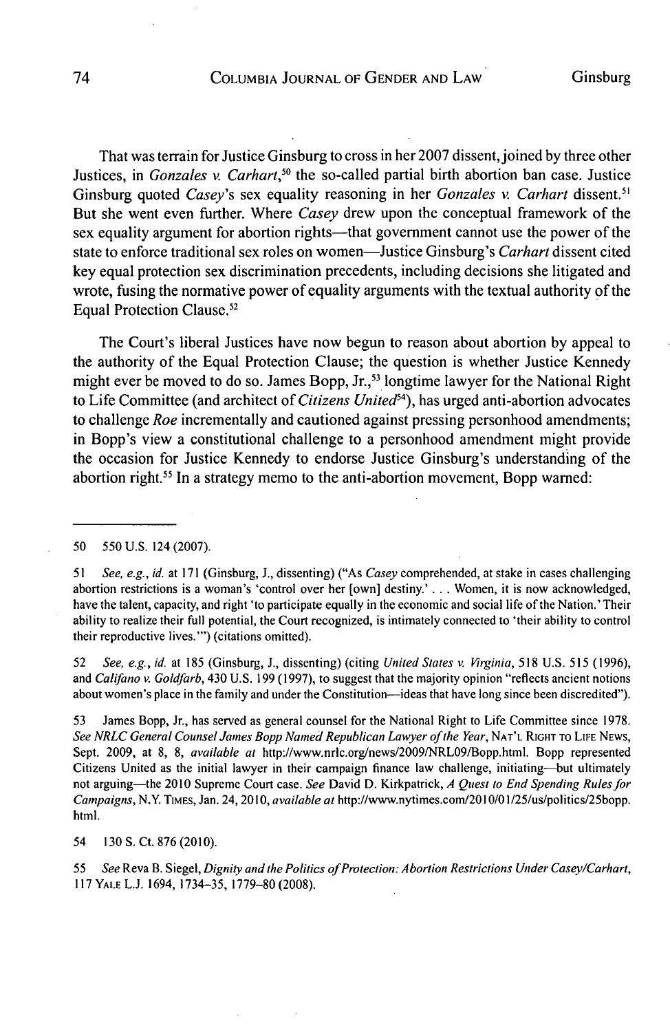That was terrain for Justice Ginsburg to cross in her 2007 dissent, joined by three other Justices, in *Gonzales v. Carhart*,[50] the so-called partial birth abortion ban case. Justice Ginsburg quoted *Casey*'s sex equality reasoning in her *Gonzales v. Carhart* dissent.[51] But she went even further. Where *Casey* drew upon the conceptual framework of the sex equality argument for abortion rights—that government cannot use the power of the state to enforce traditional sex roles on women—Justice Ginsburg's *Carhart* dissent cited key equal protection sex discrimination precedents, including decisions she litigated and wrote, fusing the normative power of equality arguments with the textual authority of the Equal Protection Clause.[52]

The Court's liberal Justices have now begun to reason about abortion by appeal to the authority of the Equal Protection Clause; the question is whether Justice Kennedy might ever be moved to do so. James Bopp, Jr.,[53] longtime lawyer for the National Right to Life Committee (and architect of *Citizens United*[54]), has urged anti-abortion advocates to challenge *Roe* incrementally and cautioned against pressing personhood amendments; in Bopp's view a constitutional challenge to a personhood amendment might provide the occasion for Justice Kennedy to endorse Justice Ginsburg's understanding of the abortion right.[55] In a strategy memo to the anti-abortion movement, Bopp warned:

---

50 550 U.S. 124 (2007).

51 *See, e.g., id.* at 171 (Ginsburg, J., dissenting) ("As *Casey* comprehended, at stake in cases challenging abortion restrictions is a woman's 'control over her [own] destiny.' . . . Women, it is now acknowledged, have the talent, capacity, and right 'to participate equally in the economic and social life of the Nation.' Their ability to realize their full potential, the Court recognized, is intimately connected to 'their ability to control their reproductive lives.'") (citations omitted).

52 *See, e.g., id.* at 185 (Ginsburg, J., dissenting) (citing *United States v. Virginia*, 518 U.S. 515 (1996), and *Califano v. Goldfarb*, 430 U.S. 199 (1997), to suggest that the majority opinion "reflects ancient notions about women's place in the family and under the Constitution—ideas that have long since been discredited").

53 James Bopp, Jr., has served as general counsel for the National Right to Life Committee since 1978. *See NRLC General Counsel James Bopp Named Republican Lawyer of the Year*, NAT'L RIGHT TO LIFE NEWS, Sept. 2009, at 8, 8, *available at* http://www.nrlc.org/news/2009/NRL09/Bopp.html. Bopp represented Citizens United as the initial lawyer in their campaign finance law challenge, initiating—but ultimately not arguing—the 2010 Supreme Court case. *See* David D. Kirkpatrick, *A Quest to End Spending Rules for Campaigns*, N.Y. TIMES, Jan. 24, 2010, *available at* http://www.nytimes.com/2010/01/25/us/politics/25bopp.html.

54 130 S. Ct. 876 (2010).

55 *See* Reva B. Siegel, *Dignity and the Politics of Protection: Abortion Restrictions Under Casey/Carhart*, 117 YALE L.J. 1694, 1734–35, 1779–80 (2008).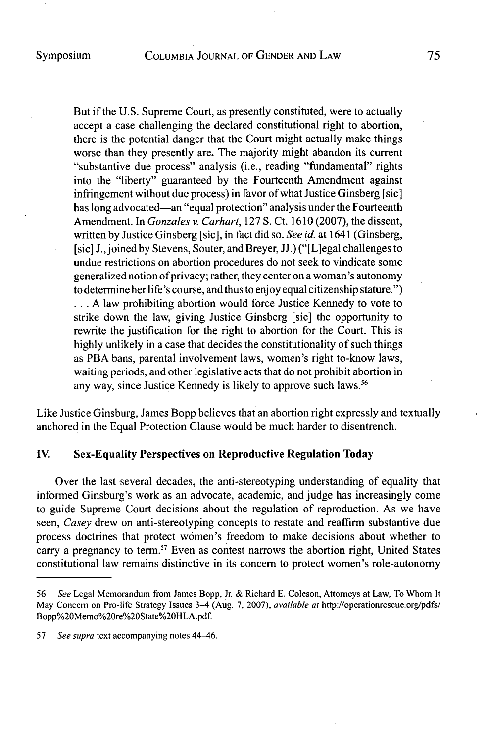> But if the U.S. Supreme Court, as presently constituted, were to actually accept a case challenging the declared constitutional right to abortion, there is the potential danger that the Court might actually make things worse than they presently are. The majority might abandon its current "substantive due process" analysis (i.e., reading "fundamental" rights into the "liberty" guaranteed by the Fourteenth Amendment against infringement without due process) in favor of what Justice Ginsberg [sic] has long advocated—an "equal protection" analysis under the Fourteenth Amendment. In *Gonzales v. Carhart*, 127 S. Ct. 1610 (2007), the dissent, written by Justice Ginsberg [sic], in fact did so. *See id.* at 1641 (Ginsberg, [sic] J., joined by Stevens, Souter, and Breyer, JJ.) ("[L]egal challenges to undue restrictions on abortion procedures do not seek to vindicate some generalized notion of privacy; rather, they center on a woman's autonomy to determine her life's course, and thus to enjoy equal citizenship stature.") . . . A law prohibiting abortion would force Justice Kennedy to vote to strike down the law, giving Justice Ginsberg [sic] the opportunity to rewrite the justification for the right to abortion for the Court. This is highly unlikely in a case that decides the constitutionality of such things as PBA bans, parental involvement laws, women's right to-know laws, waiting periods, and other legislative acts that do not prohibit abortion in any way, since Justice Kennedy is likely to approve such laws.[56]

Like Justice Ginsburg, James Bopp believes that an abortion right expressly and textually anchored in the Equal Protection Clause would be much harder to disentrench.

## IV. Sex-Equality Perspectives on Reproductive Regulation Today

Over the last several decades, the anti-stereotyping understanding of equality that informed Ginsburg's work as an advocate, academic, and judge has increasingly come to guide Supreme Court decisions about the regulation of reproduction. As we have seen, *Casey* drew on anti-stereotyping concepts to restate and reaffirm substantive due process doctrines that protect women's freedom to make decisions about whether to carry a pregnancy to term.[57] Even as contest narrows the abortion right, United States constitutional law remains distinctive in its concern to protect women's role-autonomy

---

56 *See* Legal Memorandum from James Bopp, Jr. & Richard E. Coleson, Attorneys at Law, To Whom It May Concern on Pro-life Strategy Issues 3–4 (Aug. 7, 2007), *available at* http://operationrescue.org/pdfs/Bopp%20Memo%20re%20State%20HLA.pdf.

57 *See supra* text accompanying notes 44–46.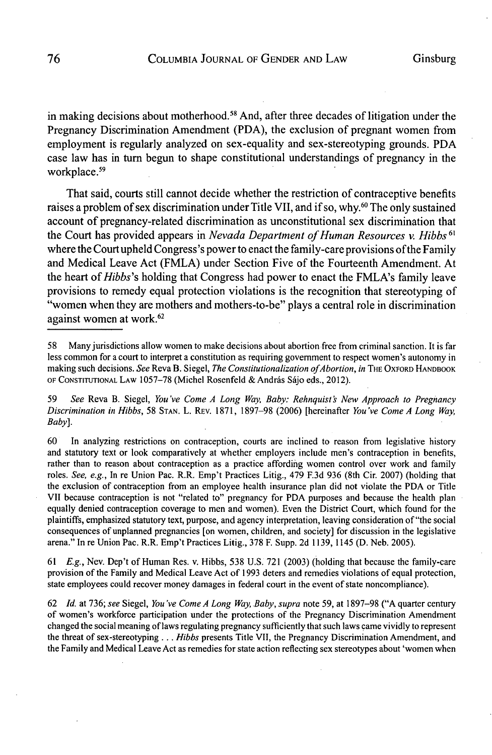in making decisions about motherhood.[58] And, after three decades of litigation under the Pregnancy Discrimination Amendment (PDA), the exclusion of pregnant women from employment is regularly analyzed on sex-equality and sex-stereotyping grounds. PDA case law has in turn begun to shape constitutional understandings of pregnancy in the workplace.[59]

That said, courts still cannot decide whether the restriction of contraceptive benefits raises a problem of sex discrimination under Title VII, and if so, why.[60] The only sustained account of pregnancy-related discrimination as unconstitutional sex discrimination that the Court has provided appears in *Nevada Department of Human Resources v. Hibbs*[61] where the Court upheld Congress's power to enact the family-care provisions of the Family and Medical Leave Act (FMLA) under Section Five of the Fourteenth Amendment. At the heart of *Hibbs*'s holding that Congress had power to enact the FMLA's family leave provisions to remedy equal protection violations is the recognition that stereotyping of "women when they are mothers and mothers-to-be" plays a central role in discrimination against women at work.[62]

---

58 Many jurisdictions allow women to make decisions about abortion free from criminal sanction. It is far less common for a court to interpret a constitution as requiring government to respect women's autonomy in making such decisions. *See* Reva B. Siegel, *The Constitutionalization of Abortion*, *in* THE OXFORD HANDBOOK OF CONSTITUTIONAL LAW 1057–78 (Michel Rosenfeld & András Sájo eds., 2012).

59 *See* Reva B. Siegel, *You've Come A Long Way, Baby: Rehnquist's New Approach to Pregnancy Discrimination in Hibbs*, 58 STAN. L. REV. 1871, 1897–98 (2006) [hereinafter *You've Come A Long Way, Baby*].

60 In analyzing restrictions on contraception, courts are inclined to reason from legislative history and statutory text or look comparatively at whether employers include men's contraception in benefits, rather than to reason about contraception as a practice affording women control over work and family roles. *See, e.g.*, In re Union Pac. R.R. Emp't Practices Litig., 479 F.3d 936 (8th Cir. 2007) (holding that the exclusion of contraception from an employee health insurance plan did not violate the PDA or Title VII because contraception is not "related to" pregnancy for PDA purposes and because the health plan equally denied contraception coverage to men and women). Even the District Court, which found for the plaintiffs, emphasized statutory text, purpose, and agency interpretation, leaving consideration of "the social consequences of unplanned pregnancies [on women, children, and society] for discussion in the legislative arena." In re Union Pac. R.R. Emp't Practices Litig., 378 F. Supp. 2d 1139, 1145 (D. Neb. 2005).

61 *E.g.*, Nev. Dep't of Human Res. v. Hibbs, 538 U.S. 721 (2003) (holding that because the family-care provision of the Family and Medical Leave Act of 1993 deters and remedies violations of equal protection, state employees could recover money damages in federal court in the event of state noncompliance).

62 *Id.* at 736; *see* Siegel, *You've Come A Long Way, Baby*, *supra* note 59, at 1897–98 ("A quarter century of women's workforce participation under the protections of the Pregnancy Discrimination Amendment changed the social meaning of laws regulating pregnancy sufficiently that such laws came vividly to represent the threat of sex-stereotyping . . . *Hibbs* presents Title VII, the Pregnancy Discrimination Amendment, and the Family and Medical Leave Act as remedies for state action reflecting sex stereotypes about 'women when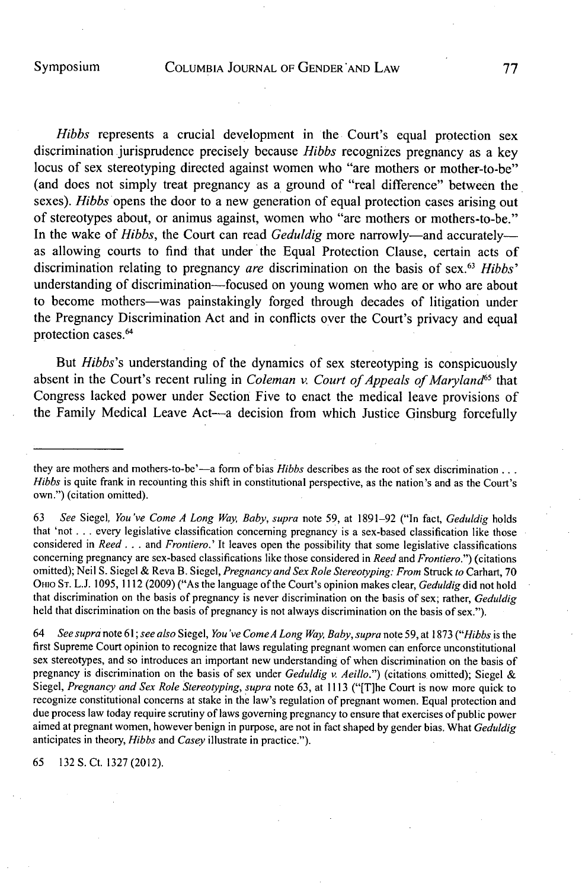*Hibbs* represents a crucial development in the Court's equal protection sex discrimination jurisprudence precisely because *Hibbs* recognizes pregnancy as a key locus of sex stereotyping directed against women who "are mothers or mother-to-be" (and does not simply treat pregnancy as a ground of "real difference" between the sexes). *Hibbs* opens the door to a new generation of equal protection cases arising out of stereotypes about, or animus against, women who "are mothers or mothers-to-be." In the wake of *Hibbs*, the Court can read *Geduldig* more narrowly—and accurately—as allowing courts to find that under the Equal Protection Clause, certain acts of discrimination relating to pregnancy *are* discrimination on the basis of sex.[63] *Hibbs*' understanding of discrimination—focused on young women who are or who are about to become mothers—was painstakingly forged through decades of litigation under the Pregnancy Discrimination Act and in conflicts over the Court's privacy and equal protection cases.[64]

But *Hibbs*'s understanding of the dynamics of sex stereotyping is conspicuously absent in the Court's recent ruling in *Coleman v. Court of Appeals of Maryland*[65] that Congress lacked power under Section Five to enact the medical leave provisions of the Family Medical Leave Act—a decision from which Justice Ginsburg forcefully

---

they are mothers and mothers-to-be'—a form of bias *Hibbs* describes as the root of sex discrimination . . . *Hibbs* is quite frank in recounting this shift in constitutional perspective, as the nation's and as the Court's own.") (citation omitted).

63 *See* Siegel, *You've Come A Long Way, Baby*, *supra* note 59, at 1891–92 ("In fact, *Geduldig* holds that 'not . . . every legislative classification concerning pregnancy is a sex-based classification like those considered in *Reed* . . . and *Frontiero*.' It leaves open the possibility that some legislative classifications concerning pregnancy are sex-based classifications like those considered in *Reed* and *Frontiero*.") (citations omitted); Neil S. Siegel & Reva B. Siegel, *Pregnancy and Sex Role Stereotyping: From* Struck *to* Carhart, 70 Ohio St. L.J. 1095, 1112 (2009) ("As the language of the Court's opinion makes clear, *Geduldig* did not hold that discrimination on the basis of pregnancy is never discrimination on the basis of sex; rather, *Geduldig* held that discrimination on the basis of pregnancy is not always discrimination on the basis of sex.").

64 *See supra* note 61; *see also* Siegel, *You've Come A Long Way, Baby*, *supra* note 59, at 1873 ("*Hibbs* is the first Supreme Court opinion to recognize that laws regulating pregnant women can enforce unconstitutional sex stereotypes, and so introduces an important new understanding of when discrimination on the basis of pregnancy is discrimination on the basis of sex under *Geduldig v. Aeillo*.") (citations omitted); Siegel & Siegel, *Pregnancy and Sex Role Stereotyping*, *supra* note 63, at 1113 ("[T]he Court is now more quick to recognize constitutional concerns at stake in the law's regulation of pregnant women. Equal protection and due process law today require scrutiny of laws governing pregnancy to ensure that exercises of public power aimed at pregnant women, however benign in purpose, are not in fact shaped by gender bias. What *Geduldig* anticipates in theory, *Hibbs* and *Casey* illustrate in practice.").

65 132 S. Ct. 1327 (2012).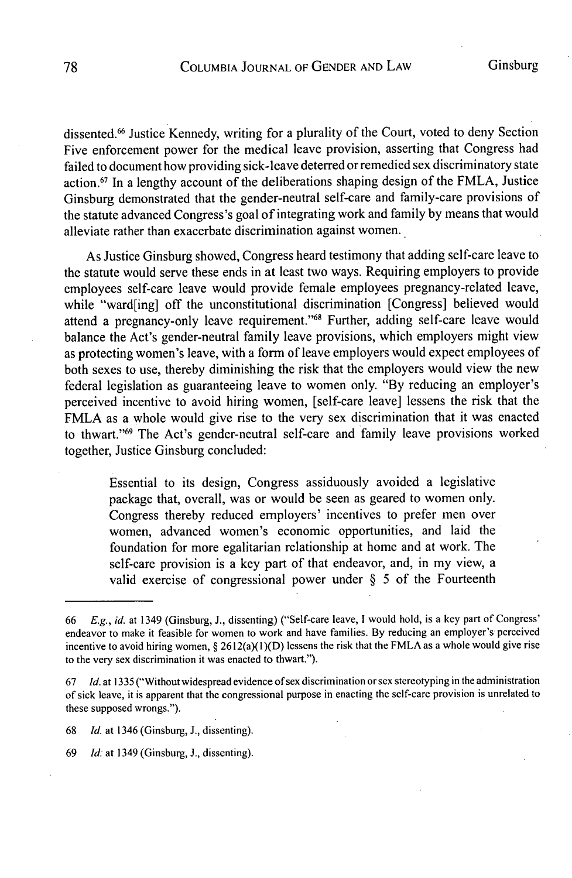dissented.[66] Justice Kennedy, writing for a plurality of the Court, voted to deny Section Five enforcement power for the medical leave provision, asserting that Congress had failed to document how providing sick-leave deterred or remedied sex discriminatory state action.[67] In a lengthy account of the deliberations shaping design of the FMLA, Justice Ginsburg demonstrated that the gender-neutral self-care and family-care provisions of the statute advanced Congress's goal of integrating work and family by means that would alleviate rather than exacerbate discrimination against women.

As Justice Ginsburg showed, Congress heard testimony that adding self-care leave to the statute would serve these ends in at least two ways. Requiring employers to provide employees self-care leave would provide female employees pregnancy-related leave, while "ward[ing] off the unconstitutional discrimination [Congress] believed would attend a pregnancy-only leave requirement."[68] Further, adding self-care leave would balance the Act's gender-neutral family leave provisions, which employers might view as protecting women's leave, with a form of leave employers would expect employees of both sexes to use, thereby diminishing the risk that the employers would view the new federal legislation as guaranteeing leave to women only. "By reducing an employer's perceived incentive to avoid hiring women, [self-care leave] lessens the risk that the FMLA as a whole would give rise to the very sex discrimination that it was enacted to thwart."[69] The Act's gender-neutral self-care and family leave provisions worked together, Justice Ginsburg concluded:

> Essential to its design, Congress assiduously avoided a legislative package that, overall, was or would be seen as geared to women only. Congress thereby reduced employers' incentives to prefer men over women, advanced women's economic opportunities, and laid the foundation for more egalitarian relationship at home and at work. The self-care provision is a key part of that endeavor, and, in my view, a valid exercise of congressional power under § 5 of the Fourteenth

---

66 *E.g.*, *id.* at 1349 (Ginsburg, J., dissenting) ("Self-care leave, I would hold, is a key part of Congress' endeavor to make it feasible for women to work and have families. By reducing an employer's perceived incentive to avoid hiring women, § 2612(a)(1)(D) lessens the risk that the FMLA as a whole would give rise to the very sex discrimination it was enacted to thwart.").

67 *Id.* at 1335 ("Without widespread evidence of sex discrimination or sex stereotyping in the administration of sick leave, it is apparent that the congressional purpose in enacting the self-care provision is unrelated to these supposed wrongs.").

68 *Id.* at 1346 (Ginsburg, J., dissenting).

69 *Id.* at 1349 (Ginsburg, J., dissenting).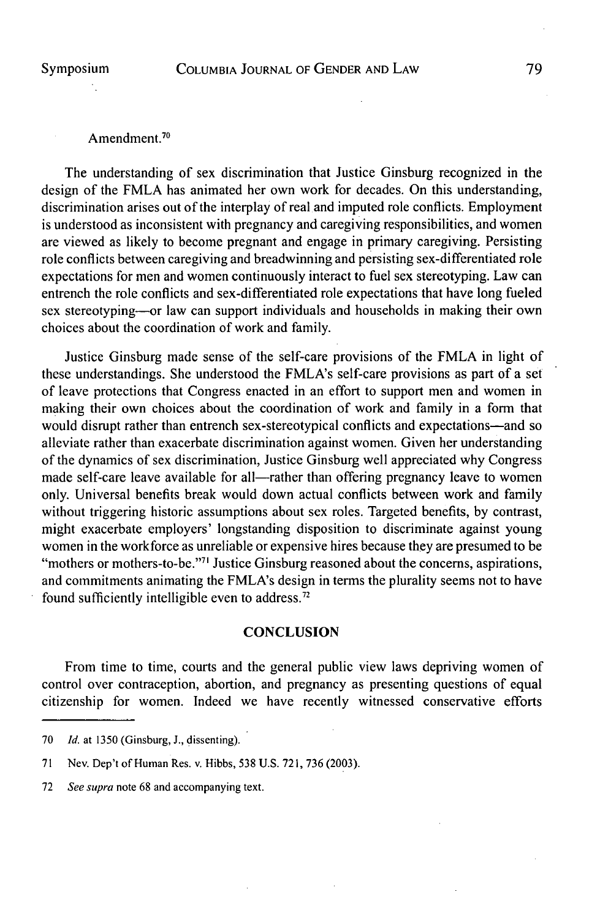Amendment.[70]

The understanding of sex discrimination that Justice Ginsburg recognized in the design of the FMLA has animated her own work for decades. On this understanding, discrimination arises out of the interplay of real and imputed role conflicts. Employment is understood as inconsistent with pregnancy and caregiving responsibilities, and women are viewed as likely to become pregnant and engage in primary caregiving. Persisting role conflicts between caregiving and breadwinning and persisting sex-differentiated role expectations for men and women continuously interact to fuel sex stereotyping. Law can entrench the role conflicts and sex-differentiated role expectations that have long fueled sex stereotyping—or law can support individuals and households in making their own choices about the coordination of work and family.

Justice Ginsburg made sense of the self-care provisions of the FMLA in light of these understandings. She understood the FMLA's self-care provisions as part of a set of leave protections that Congress enacted in an effort to support men and women in making their own choices about the coordination of work and family in a form that would disrupt rather than entrench sex-stereotypical conflicts and expectations—and so alleviate rather than exacerbate discrimination against women. Given her understanding of the dynamics of sex discrimination, Justice Ginsburg well appreciated why Congress made self-care leave available for all—rather than offering pregnancy leave to women only. Universal benefits break would down actual conflicts between work and family without triggering historic assumptions about sex roles. Targeted benefits, by contrast, might exacerbate employers' longstanding disposition to discriminate against young women in the workforce as unreliable or expensive hires because they are presumed to be "mothers or mothers-to-be."[71] Justice Ginsburg reasoned about the concerns, aspirations, and commitments animating the FMLA's design in terms the plurality seems not to have found sufficiently intelligible even to address.[72]

## CONCLUSION

From time to time, courts and the general public view laws depriving women of control over contraception, abortion, and pregnancy as presenting questions of equal citizenship for women. Indeed we have recently witnessed conservative efforts

---

70 *Id.* at 1350 (Ginsburg, J., dissenting).

71 Nev. Dep't of Human Res. v. Hibbs, 538 U.S. 721, 736 (2003).

72 *See supra* note 68 and accompanying text.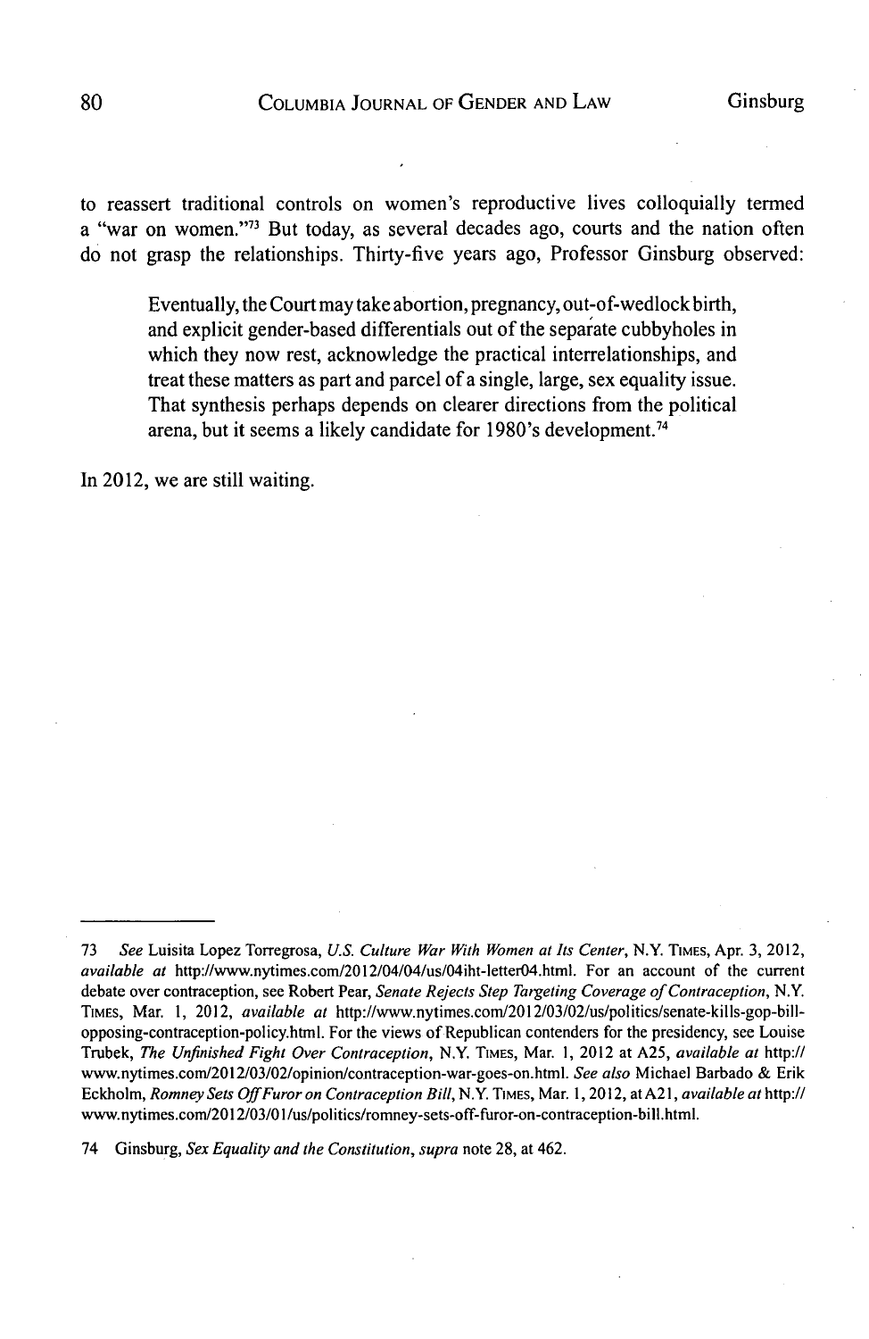to reassert traditional controls on women's reproductive lives colloquially termed a "war on women."[73] But today, as several decades ago, courts and the nation often do not grasp the relationships. Thirty-five years ago, Professor Ginsburg observed:

> Eventually, the Court may take abortion, pregnancy, out-of-wedlock birth, and explicit gender-based differentials out of the separate cubbyholes in which they now rest, acknowledge the practical interrelationships, and treat these matters as part and parcel of a single, large, sex equality issue. That synthesis perhaps depends on clearer directions from the political arena, but it seems a likely candidate for 1980's development.[74]

In 2012, we are still waiting.

---

73 *See* Luisita Lopez Torregrosa, *U.S. Culture War With Women at Its Center*, N.Y. Times, Apr. 3, 2012, *available at* http://www.nytimes.com/2012/04/04/us/04iht-letter04.html. For an account of the current debate over contraception, see Robert Pear, *Senate Rejects Step Targeting Coverage of Contraception*, N.Y. Times, Mar. 1, 2012, *available at* http://www.nytimes.com/2012/03/02/us/politics/senate-kills-gop-bill-opposing-contraception-policy.html. For the views of Republican contenders for the presidency, see Louise Trubek, *The Unfinished Fight Over Contraception*, N.Y. Times, Mar. 1, 2012 at A25, *available at* http://www.nytimes.com/2012/03/02/opinion/contraception-war-goes-on.html. *See also* Michael Barbado & Erik Eckholm, *Romney Sets Off Furor on Contraception Bill*, N.Y. Times, Mar. 1, 2012, at A21, *available at* http://www.nytimes.com/2012/03/01/us/politics/romney-sets-off-furor-on-contraception-bill.html.

74 Ginsburg, *Sex Equality and the Constitution*, *supra* note 28, at 462.